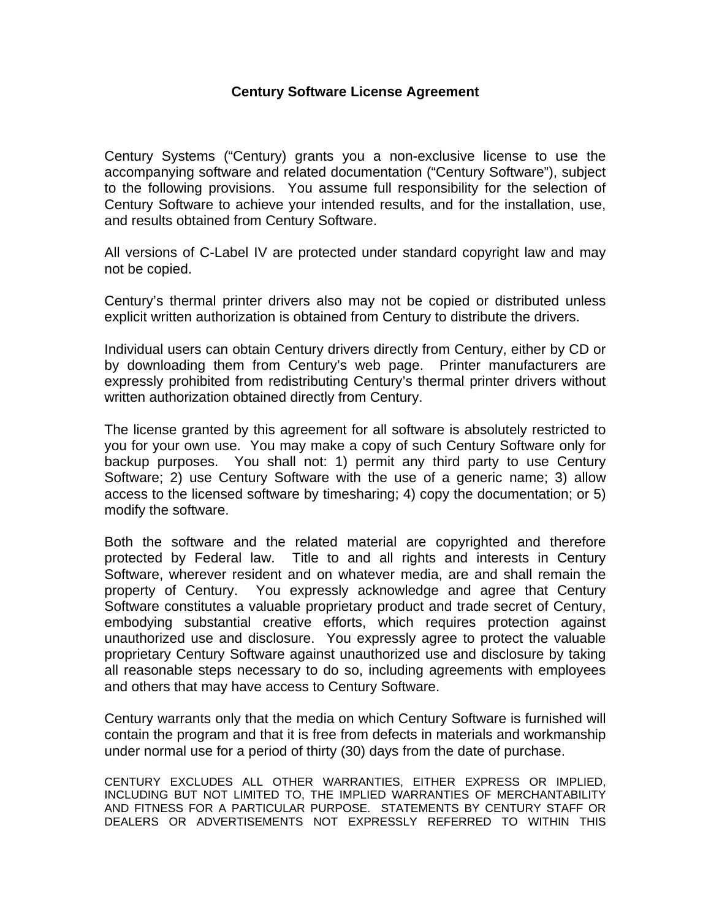**Century Software License Agreement**

Century Systems ("Century) grants you a non-exclusive license to use the accompanying software and related documentation ("Century Software"), subject to the following provisions. You assume full responsibility for the selection of Century Software to achieve your intended results, and for the installation, use, and results obtained from Century Software.

All versions of C-Label IV are protected under standard copyright law and may not be copied.

Century's thermal printer drivers also may not be copied or distributed unless explicit written authorization is obtained from Century to distribute the drivers.

Individual users can obtain Century drivers directly from Century, either by CD or by downloading them from Century's web page. Printer manufacturers are expressly prohibited from redistributing Century's thermal printer drivers without written authorization obtained directly from Century.

The license granted by this agreement for all software is absolutely restricted to you for your own use. You may make a copy of such Century Software only for backup purposes. You shall not: 1) permit any third party to use Century Software; 2) use Century Software with the use of a generic name; 3) allow access to the licensed software by timesharing; 4) copy the documentation; or 5) modify the software.

Both the software and the related material are copyrighted and therefore protected by Federal law. Title to and all rights and interests in Century Software, wherever resident and on whatever media, are and shall remain the property of Century. You expressly acknowledge and agree that Century Software constitutes a valuable proprietary product and trade secret of Century, embodying substantial creative efforts, which requires protection against unauthorized use and disclosure. You expressly agree to protect the valuable proprietary Century Software against unauthorized use and disclosure by taking all reasonable steps necessary to do so, including agreements with employees and others that may have access to Century Software.

Century warrants only that the media on which Century Software is furnished will contain the program and that it is free from defects in materials and workmanship under normal use for a period of thirty (30) days from the date of purchase.

CENTURY EXCLUDES ALL OTHER WARRANTIES, EITHER EXPRESS OR IMPLIED, INCLUDING BUT NOT LIMITED TO, THE IMPLIED WARRANTIES OF MERCHANTABILITY AND FITNESS FOR A PARTICULAR PURPOSE. STATEMENTS BY CENTURY STAFF OR DEALERS OR ADVERTISEMENTS NOT EXPRESSLY REFERRED TO WITHIN THIS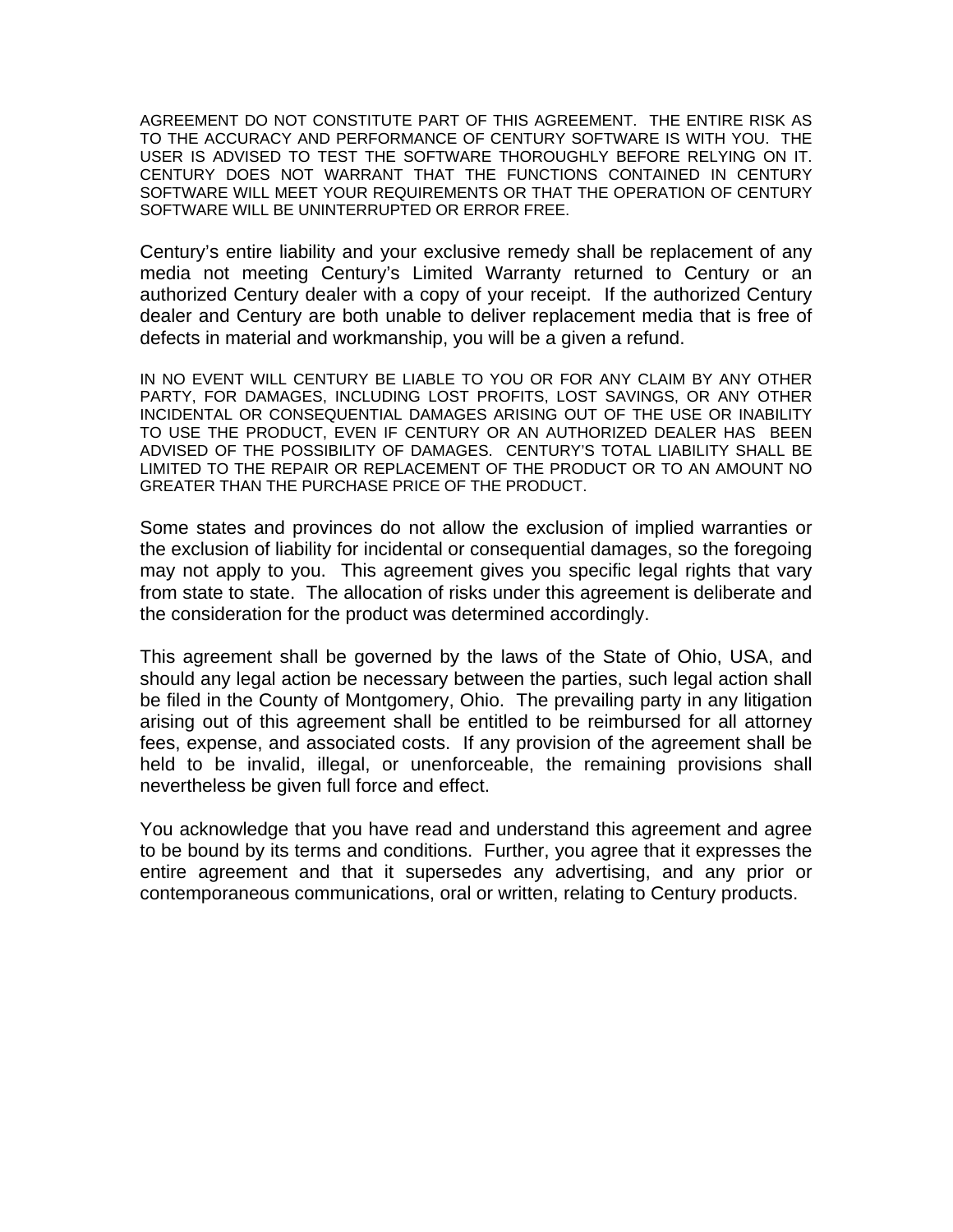AGREEMENT DO NOT CONSTITUTE PART OF THIS AGREEMENT. THE ENTIRE RISK AS TO THE ACCURACY AND PERFORMANCE OF CENTURY SOFTWARE IS WITH YOU. THE USER IS ADVISED TO TEST THE SOFTWARE THOROUGHLY BEFORE RELYING ON IT. CENTURY DOES NOT WARRANT THAT THE FUNCTIONS CONTAINED IN CENTURY SOFTWARE WILL MEET YOUR REQUIREMENTS OR THAT THE OPERATION OF CENTURY SOFTWARE WILL BE UNINTERRUPTED OR ERROR FREE.

Century's entire liability and your exclusive remedy shall be replacement of any media not meeting Century's Limited Warranty returned to Century or an authorized Century dealer with a copy of your receipt. If the authorized Century dealer and Century are both unable to deliver replacement media that is free of defects in material and workmanship, you will be a given a refund.

IN NO EVENT WILL CENTURY BE LIABLE TO YOU OR FOR ANY CLAIM BY ANY OTHER PARTY, FOR DAMAGES, INCLUDING LOST PROFITS, LOST SAVINGS, OR ANY OTHER INCIDENTAL OR CONSEQUENTIAL DAMAGES ARISING OUT OF THE USE OR INABILITY TO USE THE PRODUCT, EVEN IF CENTURY OR AN AUTHORIZED DEALER HAS BEEN ADVISED OF THE POSSIBILITY OF DAMAGES. CENTURY'S TOTAL LIABILITY SHALL BE LIMITED TO THE REPAIR OR REPLACEMENT OF THE PRODUCT OR TO AN AMOUNT NO GREATER THAN THE PURCHASE PRICE OF THE PRODUCT.

Some states and provinces do not allow the exclusion of implied warranties or the exclusion of liability for incidental or consequential damages, so the foregoing may not apply to you. This agreement gives you specific legal rights that vary from state to state. The allocation of risks under this agreement is deliberate and the consideration for the product was determined accordingly.

This agreement shall be governed by the laws of the State of Ohio, USA, and should any legal action be necessary between the parties, such legal action shall be filed in the County of Montgomery, Ohio. The prevailing party in any litigation arising out of this agreement shall be entitled to be reimbursed for all attorney fees, expense, and associated costs. If any provision of the agreement shall be held to be invalid, illegal, or unenforceable, the remaining provisions shall nevertheless be given full force and effect.

You acknowledge that you have read and understand this agreement and agree to be bound by its terms and conditions. Further, you agree that it expresses the entire agreement and that it supersedes any advertising, and any prior or contemporaneous communications, oral or written, relating to Century products.